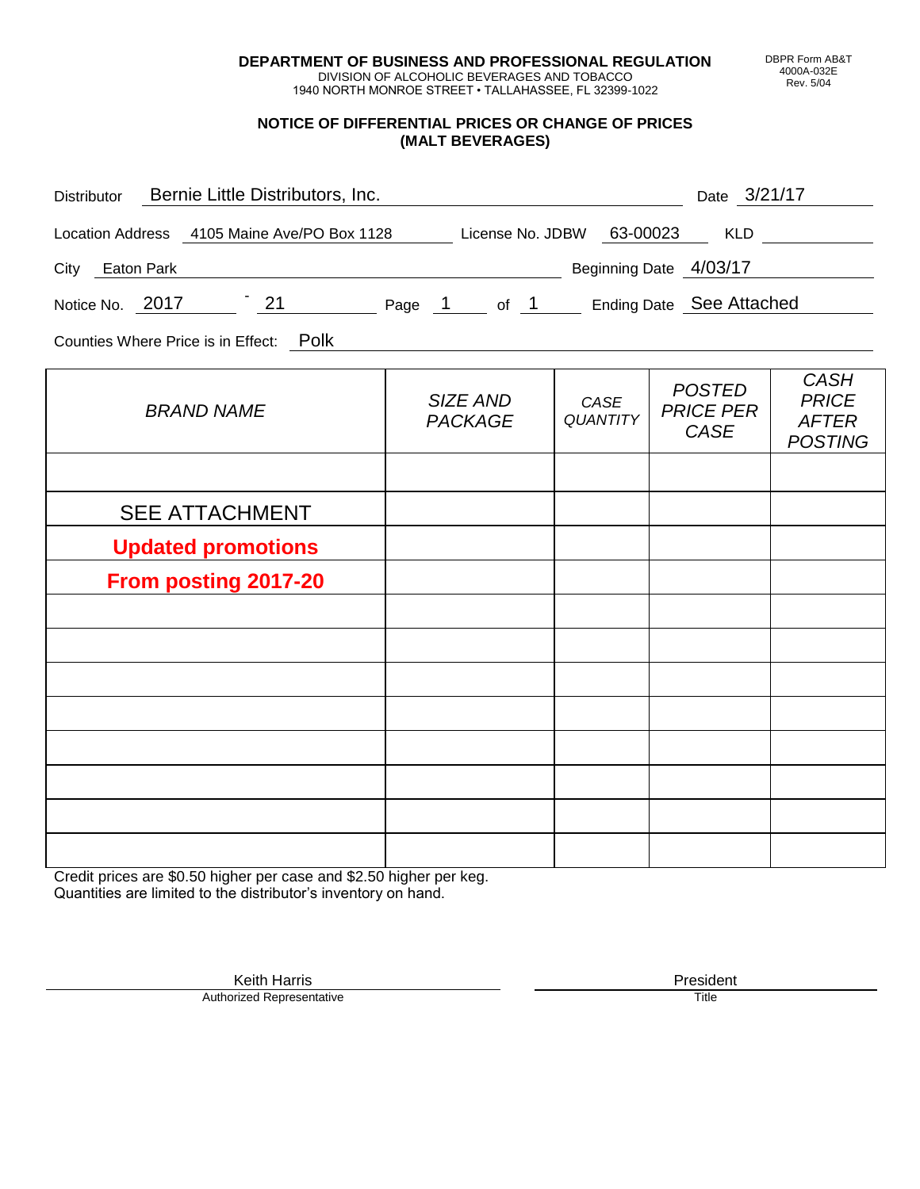**DEPARTMENT OF BUSINESS AND PROFESSIONAL REGULATION**
DIVISION OF ALCOHOLIC BEVERAGES AND TOBACCO
1940 NORTH MONROE STREET • TALLAHASSEE, FL 32399-1022

DBPR Form AB&T
4000A-032E
Rev. 5/04

## NOTICE OF DIFFERENTIAL PRICES OR CHANGE OF PRICES (MALT BEVERAGES)

Distributor: Bernie Little Distributors, Inc. Date: 3/21/17

Location Address: 4105 Maine Ave/PO Box 1128 License No. JDBW: 63-00023 KLD:

City: Eaton Park Beginning Date: 4/03/17

Notice No. 2017 - 21 Page 1 of 1 Ending Date: See Attached

Counties Where Price is in Effect: Polk

| BRAND NAME | SIZE AND PACKAGE | CASE QUANTITY | POSTED PRICE PER CASE | CASH PRICE AFTER POSTING |
|---|---|---|---|---|
| | | | | |
| SEE ATTACHMENT | | | | |
| **Updated promotions** | | | | |
| **From posting 2017-20** | | | | |
| | | | | |
| | | | | |
| | | | | |
| | | | | |
| | | | | |
| | | | | |
| | | | | |
| | | | | |

Credit prices are $0.50 higher per case and $2.50 higher per keg.
Quantities are limited to the distributor's inventory on hand.

Keith Harris
Authorized Representative

President
Title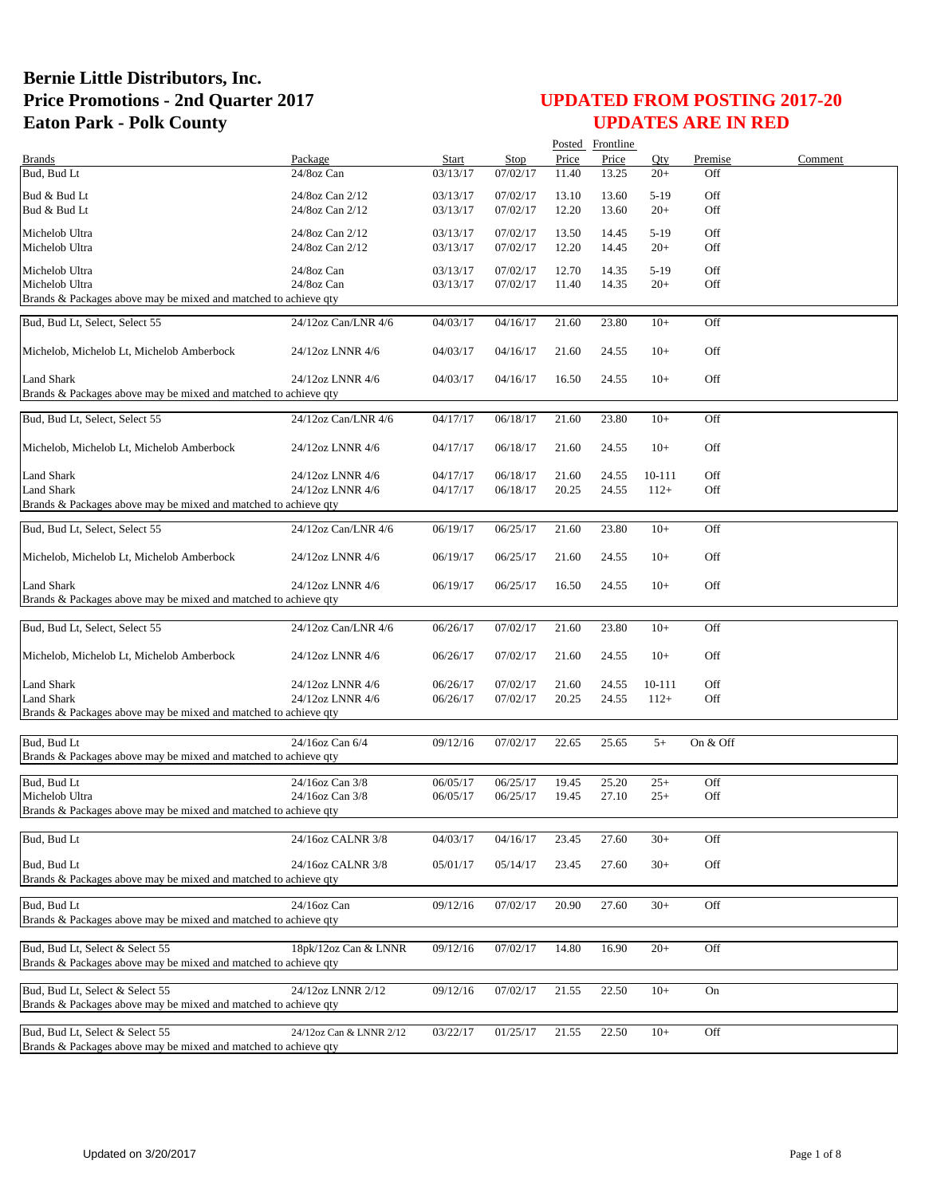# Bernie Little Distributors, Inc.
# Price Promotions - 2nd Quarter 2017
# Eaton Park - Polk County

## UPDATED FROM POSTING 2017-20
## UPDATES ARE IN RED

| Brands | Package | Start | Stop | Posted Price | Frontline Price | Qty | Premise | Comment |
|---|---|---|---|---|---|---|---|---|
| Bud, Bud Lt | 24/8oz Can | 03/13/17 | 07/02/17 | 11.40 | 13.25 | 20+ | Off | |
| Bud & Bud Lt | 24/8oz Can 2/12 | 03/13/17 | 07/02/17 | 13.10 | 13.60 | 5-19 | Off | |
| Bud & Bud Lt | 24/8oz Can 2/12 | 03/13/17 | 07/02/17 | 12.20 | 13.60 | 20+ | Off | |
| Michelob Ultra | 24/8oz Can 2/12 | 03/13/17 | 07/02/17 | 13.50 | 14.45 | 5-19 | Off | |
| Michelob Ultra | 24/8oz Can 2/12 | 03/13/17 | 07/02/17 | 12.20 | 14.45 | 20+ | Off | |
| Michelob Ultra | 24/8oz Can | 03/13/17 | 07/02/17 | 12.70 | 14.35 | 5-19 | Off | |
| Michelob Ultra | 24/8oz Can | 03/13/17 | 07/02/17 | 11.40 | 14.35 | 20+ | Off | |
| Brands & Packages above may be mixed and matched to achieve qty | | | | | | | | |
| Bud, Bud Lt, Select, Select 55 | 24/12oz Can/LNR 4/6 | 04/03/17 | 04/16/17 | 21.60 | 23.80 | 10+ | Off | |
| Michelob, Michelob Lt, Michelob Amberbock | 24/12oz LNNR 4/6 | 04/03/17 | 04/16/17 | 21.60 | 24.55 | 10+ | Off | |
| Land Shark | 24/12oz LNNR 4/6 | 04/03/17 | 04/16/17 | 16.50 | 24.55 | 10+ | Off | |
| Brands & Packages above may be mixed and matched to achieve qty | | | | | | | | |
| Bud, Bud Lt, Select, Select 55 | 24/12oz Can/LNR 4/6 | 04/17/17 | 06/18/17 | 21.60 | 23.80 | 10+ | Off | |
| Michelob, Michelob Lt, Michelob Amberbock | 24/12oz LNNR 4/6 | 04/17/17 | 06/18/17 | 21.60 | 24.55 | 10+ | Off | |
| Land Shark | 24/12oz LNNR 4/6 | 04/17/17 | 06/18/17 | 21.60 | 24.55 | 10-111 | Off | |
| Land Shark | 24/12oz LNNR 4/6 | 04/17/17 | 06/18/17 | 20.25 | 24.55 | 112+ | Off | |
| Brands & Packages above may be mixed and matched to achieve qty | | | | | | | | |
| Bud, Bud Lt, Select, Select 55 | 24/12oz Can/LNR 4/6 | 06/19/17 | 06/25/17 | 21.60 | 23.80 | 10+ | Off | |
| Michelob, Michelob Lt, Michelob Amberbock | 24/12oz LNNR 4/6 | 06/19/17 | 06/25/17 | 21.60 | 24.55 | 10+ | Off | |
| Land Shark | 24/12oz LNNR 4/6 | 06/19/17 | 06/25/17 | 16.50 | 24.55 | 10+ | Off | |
| Brands & Packages above may be mixed and matched to achieve qty | | | | | | | | |
| Bud, Bud Lt, Select, Select 55 | 24/12oz Can/LNR 4/6 | 06/26/17 | 07/02/17 | 21.60 | 23.80 | 10+ | Off | |
| Michelob, Michelob Lt, Michelob Amberbock | 24/12oz LNNR 4/6 | 06/26/17 | 07/02/17 | 21.60 | 24.55 | 10+ | Off | |
| Land Shark | 24/12oz LNNR 4/6 | 06/26/17 | 07/02/17 | 21.60 | 24.55 | 10-111 | Off | |
| Land Shark | 24/12oz LNNR 4/6 | 06/26/17 | 07/02/17 | 20.25 | 24.55 | 112+ | Off | |
| Brands & Packages above may be mixed and matched to achieve qty | | | | | | | | |
| Bud, Bud Lt | 24/16oz Can 6/4 | 09/12/16 | 07/02/17 | 22.65 | 25.65 | 5+ | On & Off | |
| Brands & Packages above may be mixed and matched to achieve qty | | | | | | | | |
| Bud, Bud Lt | 24/16oz Can 3/8 | 06/05/17 | 06/25/17 | 19.45 | 25.20 | 25+ | Off | |
| Michelob Ultra | 24/16oz Can 3/8 | 06/05/17 | 06/25/17 | 19.45 | 27.10 | 25+ | Off | |
| Brands & Packages above may be mixed and matched to achieve qty | | | | | | | | |
| Bud, Bud Lt | 24/16oz CALNR 3/8 | 04/03/17 | 04/16/17 | 23.45 | 27.60 | 30+ | Off | |
| Bud, Bud Lt | 24/16oz CALNR 3/8 | 05/01/17 | 05/14/17 | 23.45 | 27.60 | 30+ | Off | |
| Brands & Packages above may be mixed and matched to achieve qty | | | | | | | | |
| Bud, Bud Lt | 24/16oz Can | 09/12/16 | 07/02/17 | 20.90 | 27.60 | 30+ | Off | |
| Brands & Packages above may be mixed and matched to achieve qty | | | | | | | | |
| Bud, Bud Lt, Select & Select 55 | 18pk/12oz Can & LNNR | 09/12/16 | 07/02/17 | 14.80 | 16.90 | 20+ | Off | |
| Brands & Packages above may be mixed and matched to achieve qty | | | | | | | | |
| Bud, Bud Lt, Select & Select 55 | 24/12oz LNNR 2/12 | 09/12/16 | 07/02/17 | 21.55 | 22.50 | 10+ | On | |
| Brands & Packages above may be mixed and matched to achieve qty | | | | | | | | |
| Bud, Bud Lt, Select & Select 55 | 24/12oz Can & LNNR 2/12 | 03/22/17 | 01/25/17 | 21.55 | 22.50 | 10+ | Off | |
| Brands & Packages above may be mixed and matched to achieve qty | | | | | | | | |

Updated on 3/20/2017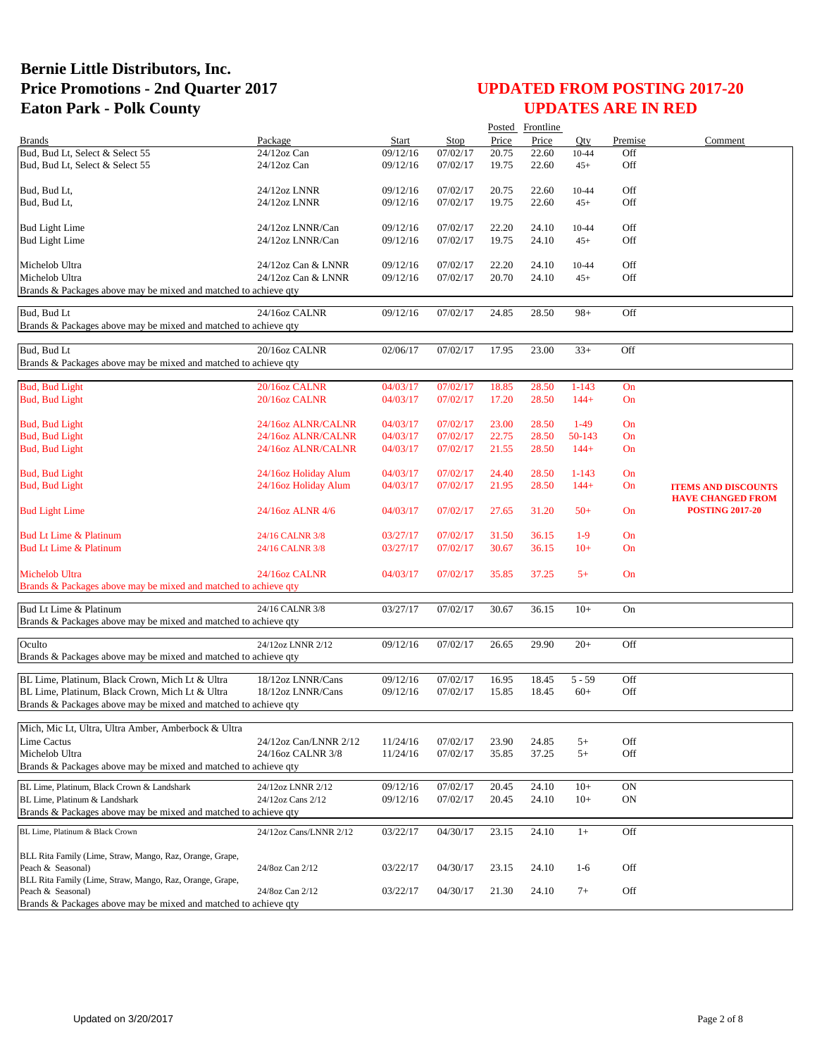# Bernie Little Distributors, Inc.
# Price Promotions - 2nd Quarter 2017
# Eaton Park - Polk County

## UPDATED FROM POSTING 2017-20
## UPDATES ARE IN RED

| Brands | Package | Start | Stop | Posted Price | Frontline Price | Qty | Premise | Comment |
|---|---|---|---|---|---|---|---|---|
| Bud, Bud Lt, Select & Select 55 | 24/12oz Can | 09/12/16 | 07/02/17 | 20.75 | 22.60 | 10-44 | Off | |
| Bud, Bud Lt, Select & Select 55 | 24/12oz Can | 09/12/16 | 07/02/17 | 19.75 | 22.60 | 45+ | Off | |
| Bud, Bud Lt, | 24/12oz LNNR | 09/12/16 | 07/02/17 | 20.75 | 22.60 | 10-44 | Off | |
| Bud, Bud Lt, | 24/12oz LNNR | 09/12/16 | 07/02/17 | 19.75 | 22.60 | 45+ | Off | |
| Bud Light Lime | 24/12oz LNNR/Can | 09/12/16 | 07/02/17 | 22.20 | 24.10 | 10-44 | Off | |
| Bud Light Lime | 24/12oz LNNR/Can | 09/12/16 | 07/02/17 | 19.75 | 24.10 | 45+ | Off | |
| Michelob Ultra | 24/12oz Can & LNNR | 09/12/16 | 07/02/17 | 22.20 | 24.10 | 10-44 | Off | |
| Michelob Ultra | 24/12oz Can & LNNR | 09/12/16 | 07/02/17 | 20.70 | 24.10 | 45+ | Off | |
| Brands & Packages above may be mixed and matched to achieve qty | | | | | | | | |
| Bud, Bud Lt | 24/16oz CALNR | 09/12/16 | 07/02/17 | 24.85 | 28.50 | 98+ | Off | |
| Brands & Packages above may be mixed and matched to achieve qty | | | | | | | | |
| Bud, Bud Lt | 20/16oz CALNR | 02/06/17 | 07/02/17 | 17.95 | 23.00 | 33+ | Off | |
| Brands & Packages above may be mixed and matched to achieve qty | | | | | | | | |
| Bud, Bud Light | 20/16oz CALNR | 04/03/17 | 07/02/17 | 18.85 | 28.50 | 1-143 | On | |
| Bud, Bud Light | 20/16oz CALNR | 04/03/17 | 07/02/17 | 17.20 | 28.50 | 144+ | On | |
| Bud, Bud Light | 24/16oz ALNR/CALNR | 04/03/17 | 07/02/17 | 23.00 | 28.50 | 1-49 | On | |
| Bud, Bud Light | 24/16oz ALNR/CALNR | 04/03/17 | 07/02/17 | 22.75 | 28.50 | 50-143 | On | |
| Bud, Bud Light | 24/16oz ALNR/CALNR | 04/03/17 | 07/02/17 | 21.55 | 28.50 | 144+ | On | |
| Bud, Bud Light | 24/16oz Holiday Alum | 04/03/17 | 07/02/17 | 24.40 | 28.50 | 1-143 | On | |
| Bud, Bud Light | 24/16oz Holiday Alum | 04/03/17 | 07/02/17 | 21.95 | 28.50 | 144+ | On | **ITEMS AND DISCOUNTS HAVE CHANGED FROM POSTING 2017-20** |
| Bud Light Lime | 24/16oz ALNR 4/6 | 04/03/17 | 07/02/17 | 27.65 | 31.20 | 50+ | On | |
| Bud Lt Lime & Platinum | 24/16 CALNR 3/8 | 03/27/17 | 07/02/17 | 31.50 | 36.15 | 1-9 | On | |
| Bud Lt Lime & Platinum | 24/16 CALNR 3/8 | 03/27/17 | 07/02/17 | 30.67 | 36.15 | 10+ | On | |
| Michelob Ultra | 24/16oz CALNR | 04/03/17 | 07/02/17 | 35.85 | 37.25 | 5+ | On | |
| Brands & Packages above may be mixed and matched to achieve qty | | | | | | | | |
| Bud Lt Lime & Platinum | 24/16 CALNR 3/8 | 03/27/17 | 07/02/17 | 30.67 | 36.15 | 10+ | On | |
| Brands & Packages above may be mixed and matched to achieve qty | | | | | | | | |
| Oculto | 24/12oz LNNR 2/12 | 09/12/16 | 07/02/17 | 26.65 | 29.90 | 20+ | Off | |
| Brands & Packages above may be mixed and matched to achieve qty | | | | | | | | |
| BL Lime, Platinum, Black Crown, Mich Lt & Ultra | 18/12oz LNNR/Cans | 09/12/16 | 07/02/17 | 16.95 | 18.45 | 5 - 59 | Off | |
| BL Lime, Platinum, Black Crown, Mich Lt & Ultra | 18/12oz LNNR/Cans | 09/12/16 | 07/02/17 | 15.85 | 18.45 | 60+ | Off | |
| Brands & Packages above may be mixed and matched to achieve qty | | | | | | | | |
| Mich, Mic Lt, Ultra, Ultra Amber, Amberbock & Ultra Lime Cactus | 24/12oz Can/LNNR 2/12 | 11/24/16 | 07/02/17 | 23.90 | 24.85 | 5+ | Off | |
| Michelob Ultra | 24/16oz CALNR 3/8 | 11/24/16 | 07/02/17 | 35.85 | 37.25 | 5+ | Off | |
| Brands & Packages above may be mixed and matched to achieve qty | | | | | | | | |
| BL Lime, Platinum, Black Crown & Landshark | 24/12oz LNNR 2/12 | 09/12/16 | 07/02/17 | 20.45 | 24.10 | 10+ | ON | |
| BL Lime, Platinum & Landshark | 24/12oz Cans 2/12 | 09/12/16 | 07/02/17 | 20.45 | 24.10 | 10+ | ON | |
| Brands & Packages above may be mixed and matched to achieve qty | | | | | | | | |
| BL Lime, Platinum & Black Crown | 24/12oz Cans/LNNR 2/12 | 03/22/17 | 04/30/17 | 23.15 | 24.10 | 1+ | Off | |
| BLL Rita Family (Lime, Straw, Mango, Raz, Orange, Grape, Peach & Seasonal) | 24/8oz Can 2/12 | 03/22/17 | 04/30/17 | 23.15 | 24.10 | 1-6 | Off | |
| BLL Rita Family (Lime, Straw, Mango, Raz, Orange, Grape, Peach & Seasonal) | 24/8oz Can 2/12 | 03/22/17 | 04/30/17 | 21.30 | 24.10 | 7+ | Off | |
| Brands & Packages above may be mixed and matched to achieve qty | | | | | | | | |

Updated on 3/20/2017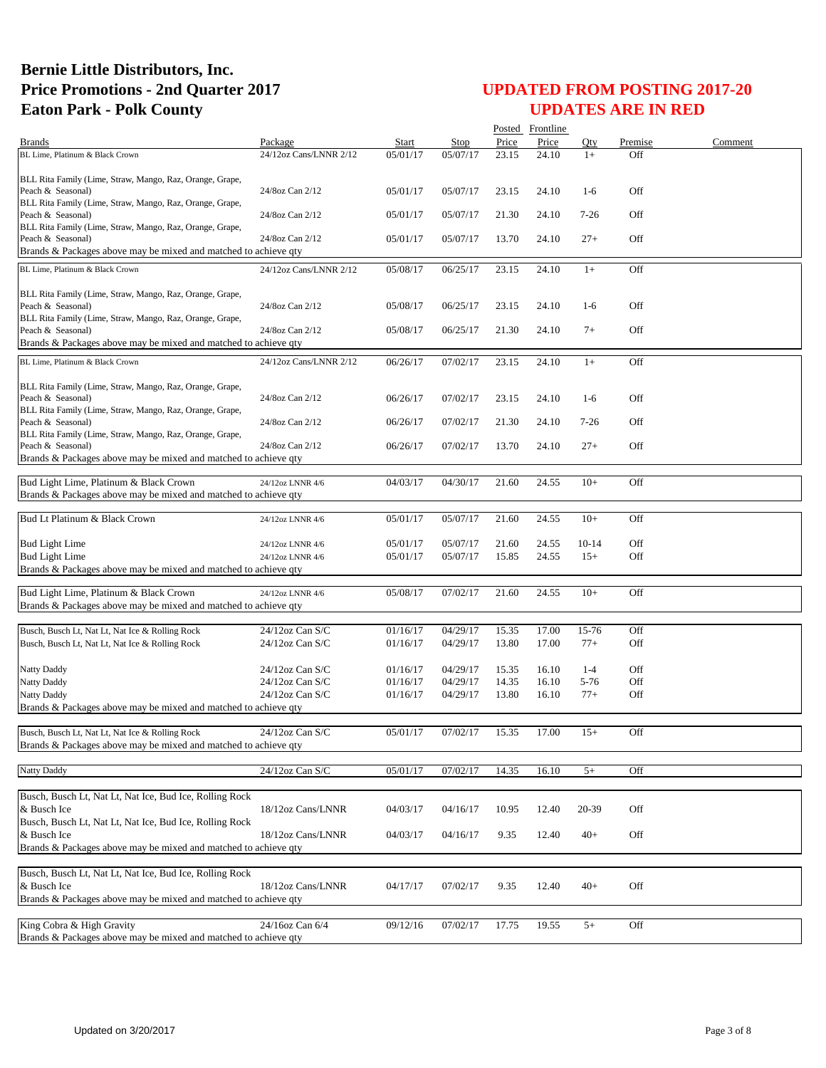# Bernie Little Distributors, Inc.
# Price Promotions - 2nd Quarter 2017
# Eaton Park - Polk County

## UPDATED FROM POSTING 2017-20
## UPDATES ARE IN RED

| Brands | Package | Start | Stop | Posted Price | Frontline Price | Qty | Premise | Comment |
|---|---|---|---|---|---|---|---|---|
| BL Lime, Platinum & Black Crown | 24/12oz Cans/LNNR 2/12 | 05/01/17 | 05/07/17 | 23.15 | 24.10 | 1+ | Off | |
| BLL Rita Family (Lime, Straw, Mango, Raz, Orange, Grape, Peach & Seasonal) | 24/8oz Can 2/12 | 05/01/17 | 05/07/17 | 23.15 | 24.10 | 1-6 | Off | |
| BLL Rita Family (Lime, Straw, Mango, Raz, Orange, Grape, Peach & Seasonal) | 24/8oz Can 2/12 | 05/01/17 | 05/07/17 | 21.30 | 24.10 | 7-26 | Off | |
| BLL Rita Family (Lime, Straw, Mango, Raz, Orange, Grape, Peach & Seasonal) | 24/8oz Can 2/12 | 05/01/17 | 05/07/17 | 13.70 | 24.10 | 27+ | Off | |
| Brands & Packages above may be mixed and matched to achieve qty | | | | | | | | |
| BL Lime, Platinum & Black Crown | 24/12oz Cans/LNNR 2/12 | 05/08/17 | 06/25/17 | 23.15 | 24.10 | 1+ | Off | |
| BLL Rita Family (Lime, Straw, Mango, Raz, Orange, Grape, Peach & Seasonal) | 24/8oz Can 2/12 | 05/08/17 | 06/25/17 | 23.15 | 24.10 | 1-6 | Off | |
| BLL Rita Family (Lime, Straw, Mango, Raz, Orange, Grape, Peach & Seasonal) | 24/8oz Can 2/12 | 05/08/17 | 06/25/17 | 21.30 | 24.10 | 7+ | Off | |
| Brands & Packages above may be mixed and matched to achieve qty | | | | | | | | |
| BL Lime, Platinum & Black Crown | 24/12oz Cans/LNNR 2/12 | 06/26/17 | 07/02/17 | 23.15 | 24.10 | 1+ | Off | |
| BLL Rita Family (Lime, Straw, Mango, Raz, Orange, Grape, Peach & Seasonal) | 24/8oz Can 2/12 | 06/26/17 | 07/02/17 | 23.15 | 24.10 | 1-6 | Off | |
| BLL Rita Family (Lime, Straw, Mango, Raz, Orange, Grape, Peach & Seasonal) | 24/8oz Can 2/12 | 06/26/17 | 07/02/17 | 21.30 | 24.10 | 7-26 | Off | |
| BLL Rita Family (Lime, Straw, Mango, Raz, Orange, Grape, Peach & Seasonal) | 24/8oz Can 2/12 | 06/26/17 | 07/02/17 | 13.70 | 24.10 | 27+ | Off | |
| Brands & Packages above may be mixed and matched to achieve qty | | | | | | | | |
| Bud Light Lime, Platinum & Black Crown | 24/12oz LNNR 4/6 | 04/03/17 | 04/30/17 | 21.60 | 24.55 | 10+ | Off | |
| Brands & Packages above may be mixed and matched to achieve qty | | | | | | | | |
| Bud Lt Platinum & Black Crown | 24/12oz LNNR 4/6 | 05/01/17 | 05/07/17 | 21.60 | 24.55 | 10+ | Off | |
| Bud Light Lime | 24/12oz LNNR 4/6 | 05/01/17 | 05/07/17 | 21.60 | 24.55 | 10-14 | Off | |
| Bud Light Lime | 24/12oz LNNR 4/6 | 05/01/17 | 05/07/17 | 15.85 | 24.55 | 15+ | Off | |
| Brands & Packages above may be mixed and matched to achieve qty | | | | | | | | |
| Bud Light Lime, Platinum & Black Crown | 24/12oz LNNR 4/6 | 05/08/17 | 07/02/17 | 21.60 | 24.55 | 10+ | Off | |
| Brands & Packages above may be mixed and matched to achieve qty | | | | | | | | |
| Busch, Busch Lt, Nat Lt, Nat Ice & Rolling Rock | 24/12oz Can S/C | 01/16/17 | 04/29/17 | 15.35 | 17.00 | 15-76 | Off | |
| Busch, Busch Lt, Nat Lt, Nat Ice & Rolling Rock | 24/12oz Can S/C | 01/16/17 | 04/29/17 | 13.80 | 17.00 | 77+ | Off | |
| Natty Daddy | 24/12oz Can S/C | 01/16/17 | 04/29/17 | 15.35 | 16.10 | 1-4 | Off | |
| Natty Daddy | 24/12oz Can S/C | 01/16/17 | 04/29/17 | 14.35 | 16.10 | 5-76 | Off | |
| Natty Daddy | 24/12oz Can S/C | 01/16/17 | 04/29/17 | 13.80 | 16.10 | 77+ | Off | |
| Brands & Packages above may be mixed and matched to achieve qty | | | | | | | | |
| Busch, Busch Lt, Nat Lt, Nat Ice & Rolling Rock | 24/12oz Can S/C | 05/01/17 | 07/02/17 | 15.35 | 17.00 | 15+ | Off | |
| Brands & Packages above may be mixed and matched to achieve qty | | | | | | | | |
| Natty Daddy | 24/12oz Can S/C | 05/01/17 | 07/02/17 | 14.35 | 16.10 | 5+ | Off | |
| Busch, Busch Lt, Nat Lt, Nat Ice, Bud Ice, Rolling Rock & Busch Ice | 18/12oz Cans/LNNR | 04/03/17 | 04/16/17 | 10.95 | 12.40 | 20-39 | Off | |
| Busch, Busch Lt, Nat Lt, Nat Ice, Bud Ice, Rolling Rock & Busch Ice | 18/12oz Cans/LNNR | 04/03/17 | 04/16/17 | 9.35 | 12.40 | 40+ | Off | |
| Brands & Packages above may be mixed and matched to achieve qty | | | | | | | | |
| Busch, Busch Lt, Nat Lt, Nat Ice, Bud Ice, Rolling Rock & Busch Ice | 18/12oz Cans/LNNR | 04/17/17 | 07/02/17 | 9.35 | 12.40 | 40+ | Off | |
| Brands & Packages above may be mixed and matched to achieve qty | | | | | | | | |
| King Cobra & High Gravity | 24/16oz Can 6/4 | 09/12/16 | 07/02/17 | 17.75 | 19.55 | 5+ | Off | |
| Brands & Packages above may be mixed and matched to achieve qty | | | | | | | | |

Updated on 3/20/2017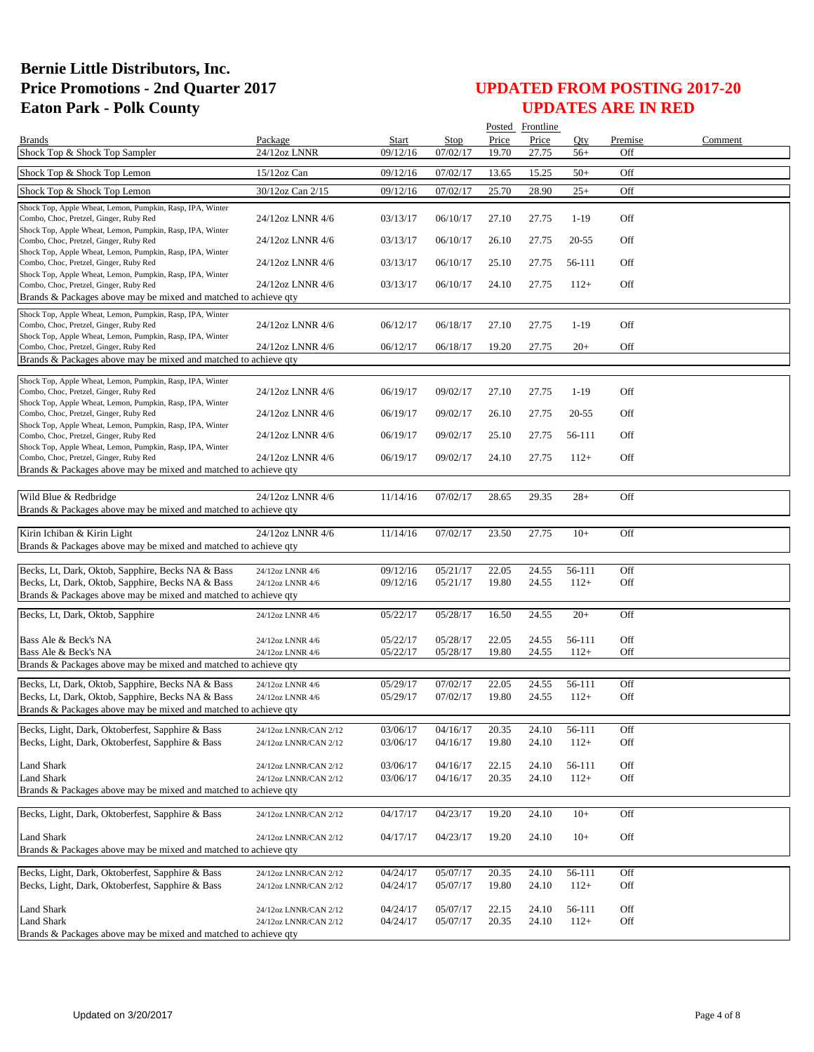# Bernie Little Distributors, Inc.
# Price Promotions - 2nd Quarter 2017
# Eaton Park - Polk County

## UPDATED FROM POSTING 2017-20
## UPDATES ARE IN RED

| Brands | Package | Start | Stop | Posted Price | Frontline Price | Qty | Premise | Comment |
|---|---|---|---|---|---|---|---|---|
| Shock Top & Shock Top Sampler | 24/12oz LNNR | 09/12/16 | 07/02/17 | 19.70 | 27.75 | 56+ | Off | |
| Shock Top & Shock Top Lemon | 15/12oz Can | 09/12/16 | 07/02/17 | 13.65 | 15.25 | 50+ | Off | |
| Shock Top & Shock Top Lemon | 30/12oz Can 2/15 | 09/12/16 | 07/02/17 | 25.70 | 28.90 | 25+ | Off | |
| Shock Top, Apple Wheat, Lemon, Pumpkin, Rasp, IPA, Winter Combo, Choc, Pretzel, Ginger, Ruby Red | 24/12oz LNNR 4/6 | 03/13/17 | 06/10/17 | 27.10 | 27.75 | 1-19 | Off | |
| Shock Top, Apple Wheat, Lemon, Pumpkin, Rasp, IPA, Winter Combo, Choc, Pretzel, Ginger, Ruby Red | 24/12oz LNNR 4/6 | 03/13/17 | 06/10/17 | 26.10 | 27.75 | 20-55 | Off | |
| Shock Top, Apple Wheat, Lemon, Pumpkin, Rasp, IPA, Winter Combo, Choc, Pretzel, Ginger, Ruby Red | 24/12oz LNNR 4/6 | 03/13/17 | 06/10/17 | 25.10 | 27.75 | 56-111 | Off | |
| Shock Top, Apple Wheat, Lemon, Pumpkin, Rasp, IPA, Winter Combo, Choc, Pretzel, Ginger, Ruby Red | 24/12oz LNNR 4/6 | 03/13/17 | 06/10/17 | 24.10 | 27.75 | 112+ | Off | |
| Brands & Packages above may be mixed and matched to achieve qty | | | | | | | | |
| Shock Top, Apple Wheat, Lemon, Pumpkin, Rasp, IPA, Winter Combo, Choc, Pretzel, Ginger, Ruby Red | 24/12oz LNNR 4/6 | 06/12/17 | 06/18/17 | 27.10 | 27.75 | 1-19 | Off | |
| Shock Top, Apple Wheat, Lemon, Pumpkin, Rasp, IPA, Winter Combo, Choc, Pretzel, Ginger, Ruby Red | 24/12oz LNNR 4/6 | 06/12/17 | 06/18/17 | 19.20 | 27.75 | 20+ | Off | |
| Brands & Packages above may be mixed and matched to achieve qty | | | | | | | | |
| Shock Top, Apple Wheat, Lemon, Pumpkin, Rasp, IPA, Winter Combo, Choc, Pretzel, Ginger, Ruby Red | 24/12oz LNNR 4/6 | 06/19/17 | 09/02/17 | 27.10 | 27.75 | 1-19 | Off | |
| Shock Top, Apple Wheat, Lemon, Pumpkin, Rasp, IPA, Winter Combo, Choc, Pretzel, Ginger, Ruby Red | 24/12oz LNNR 4/6 | 06/19/17 | 09/02/17 | 26.10 | 27.75 | 20-55 | Off | |
| Shock Top, Apple Wheat, Lemon, Pumpkin, Rasp, IPA, Winter Combo, Choc, Pretzel, Ginger, Ruby Red | 24/12oz LNNR 4/6 | 06/19/17 | 09/02/17 | 25.10 | 27.75 | 56-111 | Off | |
| Shock Top, Apple Wheat, Lemon, Pumpkin, Rasp, IPA, Winter Combo, Choc, Pretzel, Ginger, Ruby Red | 24/12oz LNNR 4/6 | 06/19/17 | 09/02/17 | 24.10 | 27.75 | 112+ | Off | |
| Brands & Packages above may be mixed and matched to achieve qty | | | | | | | | |
| Wild Blue & Redbridge | 24/12oz LNNR 4/6 | 11/14/16 | 07/02/17 | 28.65 | 29.35 | 28+ | Off | |
| Brands & Packages above may be mixed and matched to achieve qty | | | | | | | | |
| Kirin Ichiban & Kirin Light | 24/12oz LNNR 4/6 | 11/14/16 | 07/02/17 | 23.50 | 27.75 | 10+ | Off | |
| Brands & Packages above may be mixed and matched to achieve qty | | | | | | | | |
| Becks, Lt, Dark, Oktob, Sapphire, Becks NA & Bass | 24/12oz LNNR 4/6 | 09/12/16 | 05/21/17 | 22.05 | 24.55 | 56-111 | Off | |
| Becks, Lt, Dark, Oktob, Sapphire, Becks NA & Bass | 24/12oz LNNR 4/6 | 09/12/16 | 05/21/17 | 19.80 | 24.55 | 112+ | Off | |
| Brands & Packages above may be mixed and matched to achieve qty | | | | | | | | |
| Becks, Lt, Dark, Oktob, Sapphire | 24/12oz LNNR 4/6 | 05/22/17 | 05/28/17 | 16.50 | 24.55 | 20+ | Off | |
| Bass Ale & Beck's NA | 24/12oz LNNR 4/6 | 05/22/17 | 05/28/17 | 22.05 | 24.55 | 56-111 | Off | |
| Bass Ale & Beck's NA | 24/12oz LNNR 4/6 | 05/22/17 | 05/28/17 | 19.80 | 24.55 | 112+ | Off | |
| Brands & Packages above may be mixed and matched to achieve qty | | | | | | | | |
| Becks, Lt, Dark, Oktob, Sapphire, Becks NA & Bass | 24/12oz LNNR 4/6 | 05/29/17 | 07/02/17 | 22.05 | 24.55 | 56-111 | Off | |
| Becks, Lt, Dark, Oktob, Sapphire, Becks NA & Bass | 24/12oz LNNR 4/6 | 05/29/17 | 07/02/17 | 19.80 | 24.55 | 112+ | Off | |
| Brands & Packages above may be mixed and matched to achieve qty | | | | | | | | |
| Becks, Light, Dark, Oktoberfest, Sapphire & Bass | 24/12oz LNNR/CAN 2/12 | 03/06/17 | 04/16/17 | 20.35 | 24.10 | 56-111 | Off | |
| Becks, Light, Dark, Oktoberfest, Sapphire & Bass | 24/12oz LNNR/CAN 2/12 | 03/06/17 | 04/16/17 | 19.80 | 24.10 | 112+ | Off | |
| Land Shark | 24/12oz LNNR/CAN 2/12 | 03/06/17 | 04/16/17 | 22.15 | 24.10 | 56-111 | Off | |
| Land Shark | 24/12oz LNNR/CAN 2/12 | 03/06/17 | 04/16/17 | 20.35 | 24.10 | 112+ | Off | |
| Brands & Packages above may be mixed and matched to achieve qty | | | | | | | | |
| Becks, Light, Dark, Oktoberfest, Sapphire & Bass | 24/12oz LNNR/CAN 2/12 | 04/17/17 | 04/23/17 | 19.20 | 24.10 | 10+ | Off | |
| Land Shark | 24/12oz LNNR/CAN 2/12 | 04/17/17 | 04/23/17 | 19.20 | 24.10 | 10+ | Off | |
| Brands & Packages above may be mixed and matched to achieve qty | | | | | | | | |
| Becks, Light, Dark, Oktoberfest, Sapphire & Bass | 24/12oz LNNR/CAN 2/12 | 04/24/17 | 05/07/17 | 20.35 | 24.10 | 56-111 | Off | |
| Becks, Light, Dark, Oktoberfest, Sapphire & Bass | 24/12oz LNNR/CAN 2/12 | 04/24/17 | 05/07/17 | 19.80 | 24.10 | 112+ | Off | |
| Land Shark | 24/12oz LNNR/CAN 2/12 | 04/24/17 | 05/07/17 | 22.15 | 24.10 | 56-111 | Off | |
| Land Shark | 24/12oz LNNR/CAN 2/12 | 04/24/17 | 05/07/17 | 20.35 | 24.10 | 112+ | Off | |
| Brands & Packages above may be mixed and matched to achieve qty | | | | | | | | |

Updated on 3/20/2017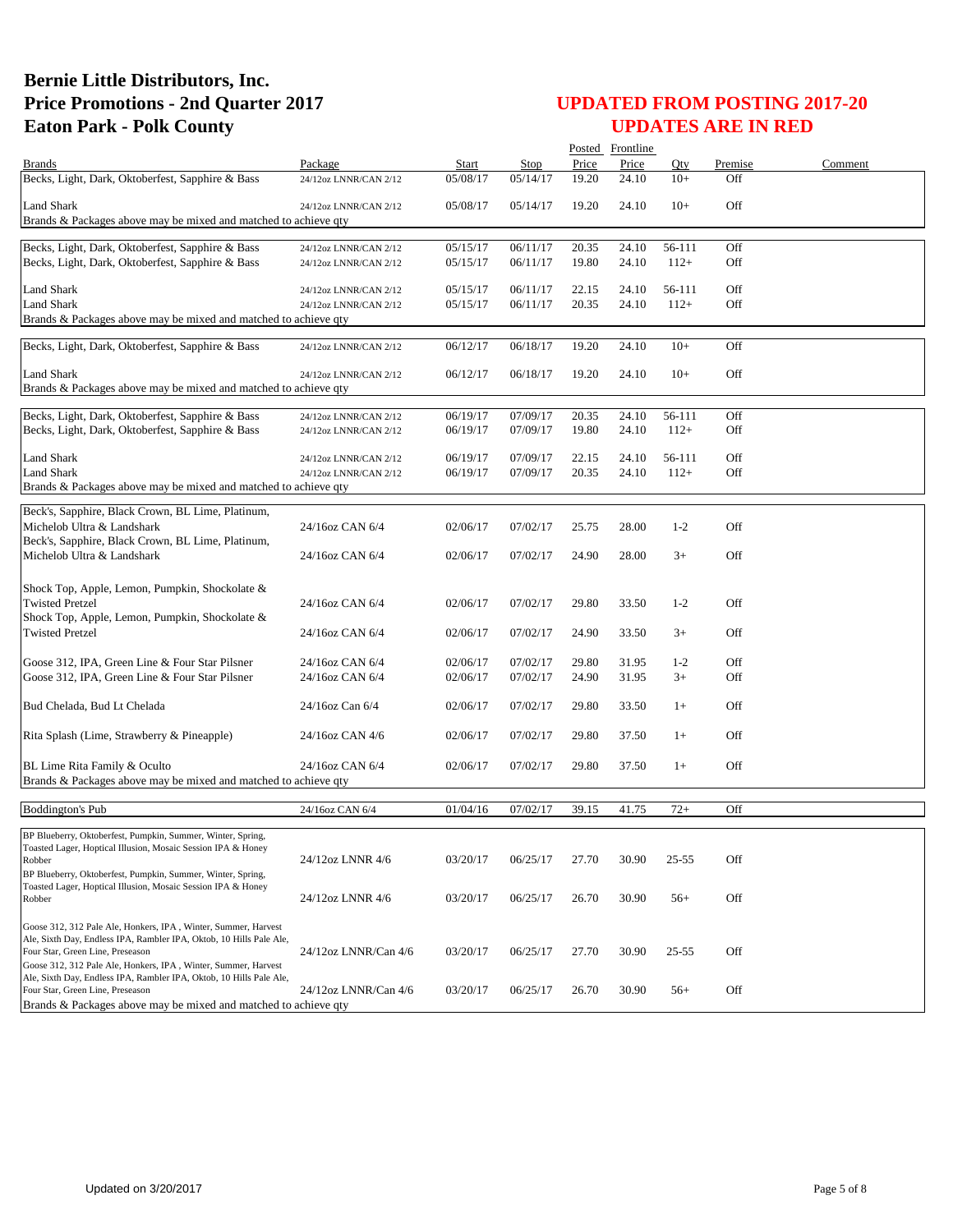# Bernie Little Distributors, Inc.
# Price Promotions - 2nd Quarter 2017
# Eaton Park - Polk County

## UPDATED FROM POSTING 2017-20
## UPDATES ARE IN RED

| Brands | Package | Start | Stop | Posted Price | Frontline Price | Qty | Premise | Comment |
|---|---|---|---|---|---|---|---|---|
| Becks, Light, Dark, Oktoberfest, Sapphire & Bass | 24/12oz LNNR/CAN 2/12 | 05/08/17 | 05/14/17 | 19.20 | 24.10 | 10+ | Off | |
| Land Shark | 24/12oz LNNR/CAN 2/12 | 05/08/17 | 05/14/17 | 19.20 | 24.10 | 10+ | Off | |
| Brands & Packages above may be mixed and matched to achieve qty | | | | | | | | |
| Becks, Light, Dark, Oktoberfest, Sapphire & Bass | 24/12oz LNNR/CAN 2/12 | 05/15/17 | 06/11/17 | 20.35 | 24.10 | 56-111 | Off | |
| Becks, Light, Dark, Oktoberfest, Sapphire & Bass | 24/12oz LNNR/CAN 2/12 | 05/15/17 | 06/11/17 | 19.80 | 24.10 | 112+ | Off | |
| Land Shark | 24/12oz LNNR/CAN 2/12 | 05/15/17 | 06/11/17 | 22.15 | 24.10 | 56-111 | Off | |
| Land Shark | 24/12oz LNNR/CAN 2/12 | 05/15/17 | 06/11/17 | 20.35 | 24.10 | 112+ | Off | |
| Brands & Packages above may be mixed and matched to achieve qty | | | | | | | | |
| Becks, Light, Dark, Oktoberfest, Sapphire & Bass | 24/12oz LNNR/CAN 2/12 | 06/12/17 | 06/18/17 | 19.20 | 24.10 | 10+ | Off | |
| Land Shark | 24/12oz LNNR/CAN 2/12 | 06/12/17 | 06/18/17 | 19.20 | 24.10 | 10+ | Off | |
| Brands & Packages above may be mixed and matched to achieve qty | | | | | | | | |
| Becks, Light, Dark, Oktoberfest, Sapphire & Bass | 24/12oz LNNR/CAN 2/12 | 06/19/17 | 07/09/17 | 20.35 | 24.10 | 56-111 | Off | |
| Becks, Light, Dark, Oktoberfest, Sapphire & Bass | 24/12oz LNNR/CAN 2/12 | 06/19/17 | 07/09/17 | 19.80 | 24.10 | 112+ | Off | |
| Land Shark | 24/12oz LNNR/CAN 2/12 | 06/19/17 | 07/09/17 | 22.15 | 24.10 | 56-111 | Off | |
| Land Shark | 24/12oz LNNR/CAN 2/12 | 06/19/17 | 07/09/17 | 20.35 | 24.10 | 112+ | Off | |
| Brands & Packages above may be mixed and matched to achieve qty | | | | | | | | |
| Beck's, Sapphire, Black Crown, BL Lime, Platinum, Michelob Ultra & Landshark | 24/16oz CAN 6/4 | 02/06/17 | 07/02/17 | 25.75 | 28.00 | 1-2 | Off | |
| Beck's, Sapphire, Black Crown, BL Lime, Platinum, Michelob Ultra & Landshark | 24/16oz CAN 6/4 | 02/06/17 | 07/02/17 | 24.90 | 28.00 | 3+ | Off | |
| Shock Top, Apple, Lemon, Pumpkin, Shockolate & Twisted Pretzel | 24/16oz CAN 6/4 | 02/06/17 | 07/02/17 | 29.80 | 33.50 | 1-2 | Off | |
| Shock Top, Apple, Lemon, Pumpkin, Shockolate & Twisted Pretzel | 24/16oz CAN 6/4 | 02/06/17 | 07/02/17 | 24.90 | 33.50 | 3+ | Off | |
| Goose 312, IPA, Green Line & Four Star Pilsner | 24/16oz CAN 6/4 | 02/06/17 | 07/02/17 | 29.80 | 31.95 | 1-2 | Off | |
| Goose 312, IPA, Green Line & Four Star Pilsner | 24/16oz CAN 6/4 | 02/06/17 | 07/02/17 | 24.90 | 31.95 | 3+ | Off | |
| Bud Chelada, Bud Lt Chelada | 24/16oz Can 6/4 | 02/06/17 | 07/02/17 | 29.80 | 33.50 | 1+ | Off | |
| Rita Splash (Lime, Strawberry & Pineapple) | 24/16oz CAN 4/6 | 02/06/17 | 07/02/17 | 29.80 | 37.50 | 1+ | Off | |
| BL Lime Rita Family & Oculto | 24/16oz CAN 6/4 | 02/06/17 | 07/02/17 | 29.80 | 37.50 | 1+ | Off | |
| Brands & Packages above may be mixed and matched to achieve qty | | | | | | | | |
| Boddington's Pub | 24/16oz CAN 6/4 | 01/04/16 | 07/02/17 | 39.15 | 41.75 | 72+ | Off | |
| BP Blueberry, Oktoberfest, Pumpkin, Summer, Winter, Spring, Toasted Lager, Hoptical Illusion, Mosaic Session IPA & Honey Robber | 24/12oz LNNR 4/6 | 03/20/17 | 06/25/17 | 27.70 | 30.90 | 25-55 | Off | |
| BP Blueberry, Oktoberfest, Pumpkin, Summer, Winter, Spring, Toasted Lager, Hoptical Illusion, Mosaic Session IPA & Honey Robber | 24/12oz LNNR 4/6 | 03/20/17 | 06/25/17 | 26.70 | 30.90 | 56+ | Off | |
| Goose 312, 312 Pale Ale, Honkers, IPA , Winter, Summer, Harvest Ale, Sixth Day, Endless IPA, Rambler IPA, Oktob, 10 Hills Pale Ale, Four Star, Green Line, Preseason | 24/12oz LNNR/Can 4/6 | 03/20/17 | 06/25/17 | 27.70 | 30.90 | 25-55 | Off | |
| Goose 312, 312 Pale Ale, Honkers, IPA , Winter, Summer, Harvest Ale, Sixth Day, Endless IPA, Rambler IPA, Oktob, 10 Hills Pale Ale, Four Star, Green Line, Preseason | 24/12oz LNNR/Can 4/6 | 03/20/17 | 06/25/17 | 26.70 | 30.90 | 56+ | Off | |
| Brands & Packages above may be mixed and matched to achieve qty | | | | | | | | |

Updated on 3/20/2017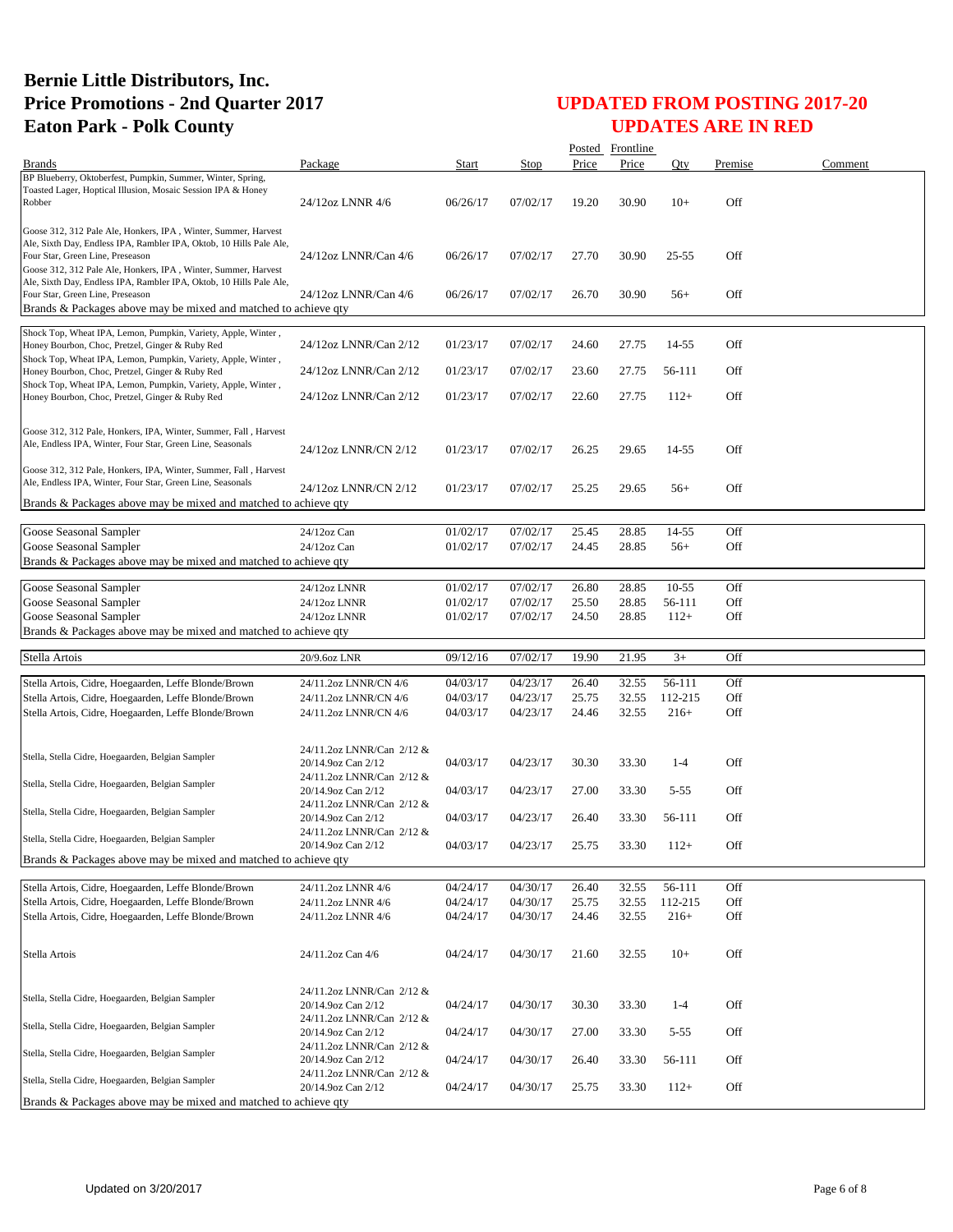# Bernie Little Distributors, Inc.
# Price Promotions - 2nd Quarter 2017
# Eaton Park - Polk County

## UPDATED FROM POSTING 2017-20
## UPDATES ARE IN RED

| Brands | Package | Start | Stop | Posted Price | Frontline Price | Qty | Premise | Comment |
|---|---|---|---|---|---|---|---|---|
| BP Blueberry, Oktoberfest, Pumpkin, Summer, Winter, Spring, Toasted Lager, Hoptical Illusion, Mosaic Session IPA & Honey Robber | 24/12oz LNNR 4/6 | 06/26/17 | 07/02/17 | 19.20 | 30.90 | 10+ | Off | |
| Goose 312, 312 Pale Ale, Honkers, IPA , Winter, Summer, Harvest Ale, Sixth Day, Endless IPA, Rambler IPA, Oktob, 10 Hills Pale Ale, Four Star, Green Line, Preseason | 24/12oz LNNR/Can 4/6 | 06/26/17 | 07/02/17 | 27.70 | 30.90 | 25-55 | Off | |
| Goose 312, 312 Pale Ale, Honkers, IPA , Winter, Summer, Harvest Ale, Sixth Day, Endless IPA, Rambler IPA, Oktob, 10 Hills Pale Ale, Four Star, Green Line, Preseason | 24/12oz LNNR/Can 4/6 | 06/26/17 | 07/02/17 | 26.70 | 30.90 | 56+ | Off | |
| Brands & Packages above may be mixed and matched to achieve qty | | | | | | | | |
| Shock Top, Wheat IPA, Lemon, Pumpkin, Variety, Apple, Winter , Honey Bourbon, Choc, Pretzel, Ginger & Ruby Red | 24/12oz LNNR/Can 2/12 | 01/23/17 | 07/02/17 | 24.60 | 27.75 | 14-55 | Off | |
| Shock Top, Wheat IPA, Lemon, Pumpkin, Variety, Apple, Winter , Honey Bourbon, Choc, Pretzel, Ginger & Ruby Red | 24/12oz LNNR/Can 2/12 | 01/23/17 | 07/02/17 | 23.60 | 27.75 | 56-111 | Off | |
| Shock Top, Wheat IPA, Lemon, Pumpkin, Variety, Apple, Winter , Honey Bourbon, Choc, Pretzel, Ginger & Ruby Red | 24/12oz LNNR/Can 2/12 | 01/23/17 | 07/02/17 | 22.60 | 27.75 | 112+ | Off | |
| Goose 312, 312 Pale, Honkers, IPA, Winter, Summer, Fall , Harvest Ale, Endless IPA, Winter, Four Star, Green Line, Seasonals | 24/12oz LNNR/CN 2/12 | 01/23/17 | 07/02/17 | 26.25 | 29.65 | 14-55 | Off | |
| Goose 312, 312 Pale, Honkers, IPA, Winter, Summer, Fall , Harvest Ale, Endless IPA, Winter, Four Star, Green Line, Seasonals | 24/12oz LNNR/CN 2/12 | 01/23/17 | 07/02/17 | 25.25 | 29.65 | 56+ | Off | |
| Brands & Packages above may be mixed and matched to achieve qty | | | | | | | | |
| Goose Seasonal Sampler | 24/12oz Can | 01/02/17 | 07/02/17 | 25.45 | 28.85 | 14-55 | Off | |
| Goose Seasonal Sampler | 24/12oz Can | 01/02/17 | 07/02/17 | 24.45 | 28.85 | 56+ | Off | |
| Brands & Packages above may be mixed and matched to achieve qty | | | | | | | | |
| Goose Seasonal Sampler | 24/12oz LNNR | 01/02/17 | 07/02/17 | 26.80 | 28.85 | 10-55 | Off | |
| Goose Seasonal Sampler | 24/12oz LNNR | 01/02/17 | 07/02/17 | 25.50 | 28.85 | 56-111 | Off | |
| Goose Seasonal Sampler | 24/12oz LNNR | 01/02/17 | 07/02/17 | 24.50 | 28.85 | 112+ | Off | |
| Brands & Packages above may be mixed and matched to achieve qty | | | | | | | | |
| Stella Artois | 20/9.6oz LNR | 09/12/16 | 07/02/17 | 19.90 | 21.95 | 3+ | Off | |
| Stella Artois, Cidre, Hoegaarden, Leffe Blonde/Brown | 24/11.2oz LNNR/CN 4/6 | 04/03/17 | 04/23/17 | 26.40 | 32.55 | 56-111 | Off | |
| Stella Artois, Cidre, Hoegaarden, Leffe Blonde/Brown | 24/11.2oz LNNR/CN 4/6 | 04/03/17 | 04/23/17 | 25.75 | 32.55 | 112-215 | Off | |
| Stella Artois, Cidre, Hoegaarden, Leffe Blonde/Brown | 24/11.2oz LNNR/CN 4/6 | 04/03/17 | 04/23/17 | 24.46 | 32.55 | 216+ | Off | |
| Stella, Stella Cidre, Hoegaarden, Belgian Sampler | 24/11.2oz LNNR/Can 2/12 & 20/14.9oz Can 2/12 | 04/03/17 | 04/23/17 | 30.30 | 33.30 | 1-4 | Off | |
| Stella, Stella Cidre, Hoegaarden, Belgian Sampler | 24/11.2oz LNNR/Can 2/12 & 20/14.9oz Can 2/12 | 04/03/17 | 04/23/17 | 27.00 | 33.30 | 5-55 | Off | |
| Stella, Stella Cidre, Hoegaarden, Belgian Sampler | 24/11.2oz LNNR/Can 2/12 & 20/14.9oz Can 2/12 | 04/03/17 | 04/23/17 | 26.40 | 33.30 | 56-111 | Off | |
| Stella, Stella Cidre, Hoegaarden, Belgian Sampler | 24/11.2oz LNNR/Can 2/12 & 20/14.9oz Can 2/12 | 04/03/17 | 04/23/17 | 25.75 | 33.30 | 112+ | Off | |
| Brands & Packages above may be mixed and matched to achieve qty | | | | | | | | |
| Stella Artois, Cidre, Hoegaarden, Leffe Blonde/Brown | 24/11.2oz LNNR 4/6 | 04/24/17 | 04/30/17 | 26.40 | 32.55 | 56-111 | Off | |
| Stella Artois, Cidre, Hoegaarden, Leffe Blonde/Brown | 24/11.2oz LNNR 4/6 | 04/24/17 | 04/30/17 | 25.75 | 32.55 | 112-215 | Off | |
| Stella Artois, Cidre, Hoegaarden, Leffe Blonde/Brown | 24/11.2oz LNNR 4/6 | 04/24/17 | 04/30/17 | 24.46 | 32.55 | 216+ | Off | |
| Stella Artois | 24/11.2oz Can 4/6 | 04/24/17 | 04/30/17 | 21.60 | 32.55 | 10+ | Off | |
| Stella, Stella Cidre, Hoegaarden, Belgian Sampler | 24/11.2oz LNNR/Can 2/12 & 20/14.9oz Can 2/12 | 04/24/17 | 04/30/17 | 30.30 | 33.30 | 1-4 | Off | |
| Stella, Stella Cidre, Hoegaarden, Belgian Sampler | 24/11.2oz LNNR/Can 2/12 & 20/14.9oz Can 2/12 | 04/24/17 | 04/30/17 | 27.00 | 33.30 | 5-55 | Off | |
| Stella, Stella Cidre, Hoegaarden, Belgian Sampler | 24/11.2oz LNNR/Can 2/12 & 20/14.9oz Can 2/12 | 04/24/17 | 04/30/17 | 26.40 | 33.30 | 56-111 | Off | |
| Stella, Stella Cidre, Hoegaarden, Belgian Sampler | 24/11.2oz LNNR/Can 2/12 & 20/14.9oz Can 2/12 | 04/24/17 | 04/30/17 | 25.75 | 33.30 | 112+ | Off | |
| Brands & Packages above may be mixed and matched to achieve qty | | | | | | | | |

Updated on 3/20/2017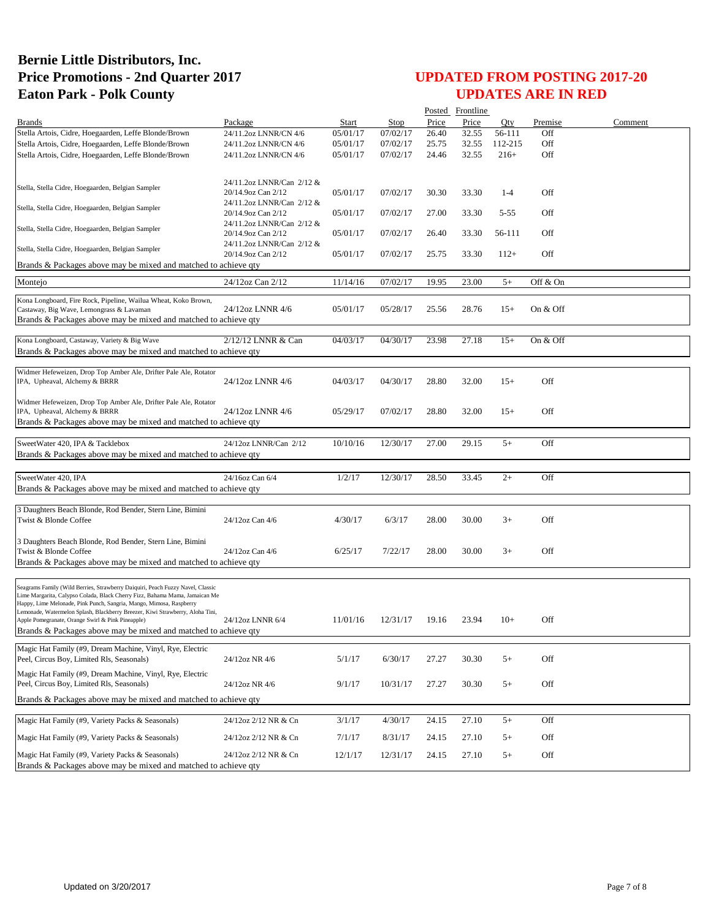# Bernie Little Distributors, Inc.
# Price Promotions - 2nd Quarter 2017
# Eaton Park - Polk County

## UPDATED FROM POSTING 2017-20
## UPDATES ARE IN RED

| Brands | Package | Start | Stop | Posted Price | Frontline Price | Qty | Premise | Comment |
|---|---|---|---|---|---|---|---|---|
| Stella Artois, Cidre, Hoegaarden, Leffe Blonde/Brown | 24/11.2oz LNNR/CN 4/6 | 05/01/17 | 07/02/17 | 26.40 | 32.55 | 56-111 | Off | |
| Stella Artois, Cidre, Hoegaarden, Leffe Blonde/Brown | 24/11.2oz LNNR/CN 4/6 | 05/01/17 | 07/02/17 | 25.75 | 32.55 | 112-215 | Off | |
| Stella Artois, Cidre, Hoegaarden, Leffe Blonde/Brown | 24/11.2oz LNNR/CN 4/6 | 05/01/17 | 07/02/17 | 24.46 | 32.55 | 216+ | Off | |
| Stella, Stella Cidre, Hoegaarden, Belgian Sampler | 24/11.2oz LNNR/Can 2/12 & 20/14.9oz Can 2/12 | 05/01/17 | 07/02/17 | 30.30 | 33.30 | 1-4 | Off | |
| Stella, Stella Cidre, Hoegaarden, Belgian Sampler | 24/11.2oz LNNR/Can 2/12 & 20/14.9oz Can 2/12 | 05/01/17 | 07/02/17 | 27.00 | 33.30 | 5-55 | Off | |
| Stella, Stella Cidre, Hoegaarden, Belgian Sampler | 24/11.2oz LNNR/Can 2/12 & 20/14.9oz Can 2/12 | 05/01/17 | 07/02/17 | 26.40 | 33.30 | 56-111 | Off | |
| Stella, Stella Cidre, Hoegaarden, Belgian Sampler | 24/11.2oz LNNR/Can 2/12 & 20/14.9oz Can 2/12 | 05/01/17 | 07/02/17 | 25.75 | 33.30 | 112+ | Off | |
| Brands & Packages above may be mixed and matched to achieve qty | | | | | | | | |
| Montejo | 24/12oz Can 2/12 | 11/14/16 | 07/02/17 | 19.95 | 23.00 | 5+ | Off & On | |
| Kona Longboard, Fire Rock, Pipeline, Wailua Wheat, Koko Brown, Castaway, Big Wave, Lemongrass & Lavaman | 24/12oz LNNR 4/6 | 05/01/17 | 05/28/17 | 25.56 | 28.76 | 15+ | On & Off | |
| Brands & Packages above may be mixed and matched to achieve qty | | | | | | | | |
| Kona Longboard, Castaway, Variety & Big Wave | 2/12/12 LNNR & Can | 04/03/17 | 04/30/17 | 23.98 | 27.18 | 15+ | On & Off | |
| Brands & Packages above may be mixed and matched to achieve qty | | | | | | | | |
| Widmer Hefeweizen, Drop Top Amber Ale, Drifter Pale Ale, Rotator IPA, Upheaval, Alchemy & BRRR | 24/12oz LNNR 4/6 | 04/03/17 | 04/30/17 | 28.80 | 32.00 | 15+ | Off | |
| Widmer Hefeweizen, Drop Top Amber Ale, Drifter Pale Ale, Rotator IPA, Upheaval, Alchemy & BRRR | 24/12oz LNNR 4/6 | 05/29/17 | 07/02/17 | 28.80 | 32.00 | 15+ | Off | |
| Brands & Packages above may be mixed and matched to achieve qty | | | | | | | | |
| SweetWater 420, IPA & Tacklebox | 24/12oz LNNR/Can 2/12 | 10/10/16 | 12/30/17 | 27.00 | 29.15 | 5+ | Off | |
| Brands & Packages above may be mixed and matched to achieve qty | | | | | | | | |
| SweetWater 420, IPA | 24/16oz Can 6/4 | 1/2/17 | 12/30/17 | 28.50 | 33.45 | 2+ | Off | |
| Brands & Packages above may be mixed and matched to achieve qty | | | | | | | | |
| 3 Daughters Beach Blonde, Rod Bender, Stern Line, Bimini Twist & Blonde Coffee | 24/12oz Can 4/6 | 4/30/17 | 6/3/17 | 28.00 | 30.00 | 3+ | Off | |
| 3 Daughters Beach Blonde, Rod Bender, Stern Line, Bimini Twist & Blonde Coffee | 24/12oz Can 4/6 | 6/25/17 | 7/22/17 | 28.00 | 30.00 | 3+ | Off | |
| Brands & Packages above may be mixed and matched to achieve qty | | | | | | | | |
| Seagrams Family (Wild Berries, Strawberry Daiquiri, Peach Fuzzy Navel, Classic Lime Margarita, Calypso Colada, Black Cherry Fizz, Bahama Mama, Jamaican Me Happy, Lime Melonade, Pink Punch, Sangria, Mango, Mimosa, Raspberry Lemonade, Watermelon Splash, Blackberry Breezer, Kiwi Strawberry, Aloha Tini, Apple Pomegranate, Orange Swirl & Pink Pineapple) | 24/12oz LNNR 6/4 | 11/01/16 | 12/31/17 | 19.16 | 23.94 | 10+ | Off | |
| Brands & Packages above may be mixed and matched to achieve qty | | | | | | | | |
| Magic Hat Family (#9, Dream Machine, Vinyl, Rye, Electric Peel, Circus Boy, Limited Rls, Seasonals) | 24/12oz NR 4/6 | 5/1/17 | 6/30/17 | 27.27 | 30.30 | 5+ | Off | |
| Magic Hat Family (#9, Dream Machine, Vinyl, Rye, Electric Peel, Circus Boy, Limited Rls, Seasonals) | 24/12oz NR 4/6 | 9/1/17 | 10/31/17 | 27.27 | 30.30 | 5+ | Off | |
| Brands & Packages above may be mixed and matched to achieve qty | | | | | | | | |
| Magic Hat Family (#9, Variety Packs & Seasonals) | 24/12oz 2/12 NR & Cn | 3/1/17 | 4/30/17 | 24.15 | 27.10 | 5+ | Off | |
| Magic Hat Family (#9, Variety Packs & Seasonals) | 24/12oz 2/12 NR & Cn | 7/1/17 | 8/31/17 | 24.15 | 27.10 | 5+ | Off | |
| Magic Hat Family (#9, Variety Packs & Seasonals) | 24/12oz 2/12 NR & Cn | 12/1/17 | 12/31/17 | 24.15 | 27.10 | 5+ | Off | |
| Brands & Packages above may be mixed and matched to achieve qty | | | | | | | | |

Updated on 3/20/2017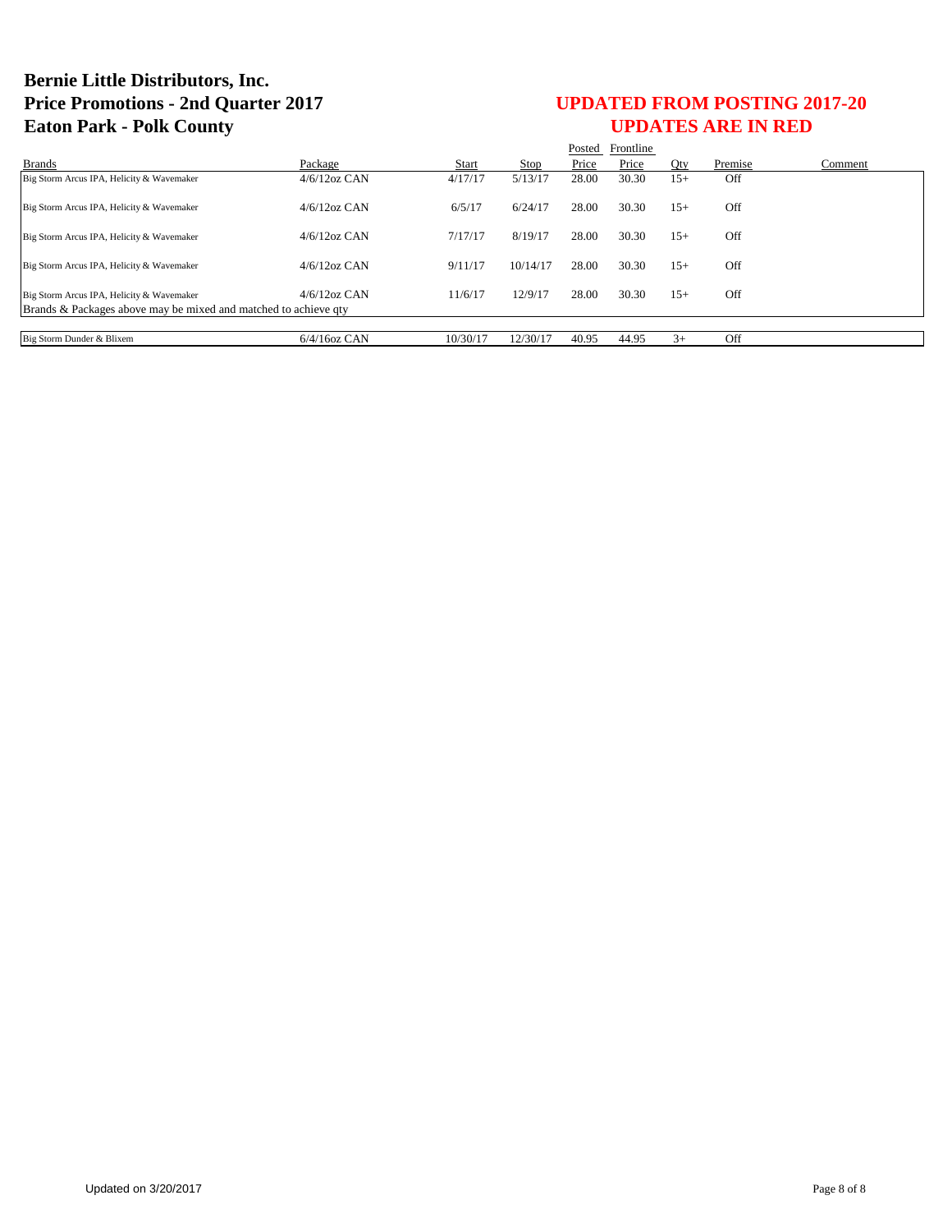# Bernie Little Distributors, Inc.
# Price Promotions - 2nd Quarter 2017
# Eaton Park - Polk County

## UPDATED FROM POSTING 2017-20
## UPDATES ARE IN RED

| Brands | Package | Start | Stop | Posted Price | Frontline Price | Qty | Premise | Comment |
|---|---|---|---|---|---|---|---|---|
| Big Storm Arcus IPA, Helicity & Wavemaker | 4/6/12oz CAN | 4/17/17 | 5/13/17 | 28.00 | 30.30 | 15+ | Off | |
| Big Storm Arcus IPA, Helicity & Wavemaker | 4/6/12oz CAN | 6/5/17 | 6/24/17 | 28.00 | 30.30 | 15+ | Off | |
| Big Storm Arcus IPA, Helicity & Wavemaker | 4/6/12oz CAN | 7/17/17 | 8/19/17 | 28.00 | 30.30 | 15+ | Off | |
| Big Storm Arcus IPA, Helicity & Wavemaker | 4/6/12oz CAN | 9/11/17 | 10/14/17 | 28.00 | 30.30 | 15+ | Off | |
| Big Storm Arcus IPA, Helicity & Wavemaker | 4/6/12oz CAN | 11/6/17 | 12/9/17 | 28.00 | 30.30 | 15+ | Off | |
| Brands & Packages above may be mixed and matched to achieve qty | | | | | | | | |
| Big Storm Dunder & Blixem | 6/4/16oz CAN | 10/30/17 | 12/30/17 | 40.95 | 44.95 | 3+ | Off | |

Updated on 3/20/2017